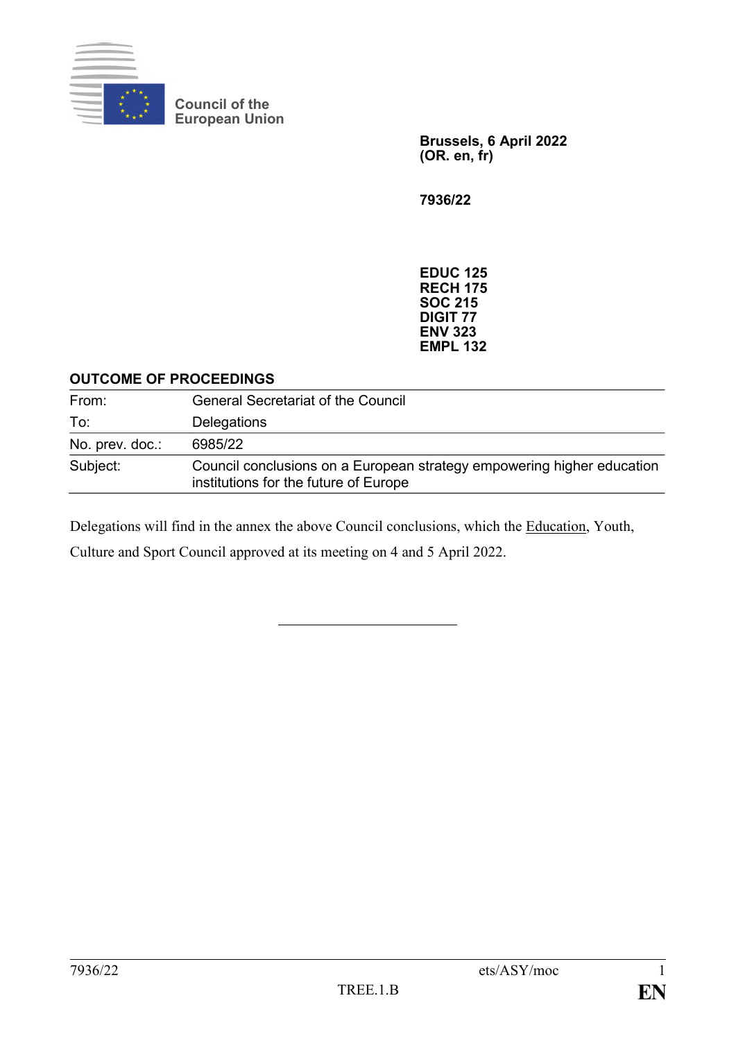Council of the European Union

**Brussels, 6 April 2022**
**(OR. en, fr)**

**7936/22**

**EDUC 125**
**RECH 175**
**SOC 215**
**DIGIT 77**
**ENV 323**
**EMPL 132**

**OUTCOME OF PROCEEDINGS**

| | |
|---|---|
| From: | General Secretariat of the Council |
| To: | Delegations |
| No. prev. doc.: | 6985/22 |
| Subject: | Council conclusions on a European strategy empowering higher education institutions for the future of Europe |

Delegations will find in the annex the above Council conclusions, which the Education, Youth, Culture and Sport Council approved at its meeting on 4 and 5 April 2022.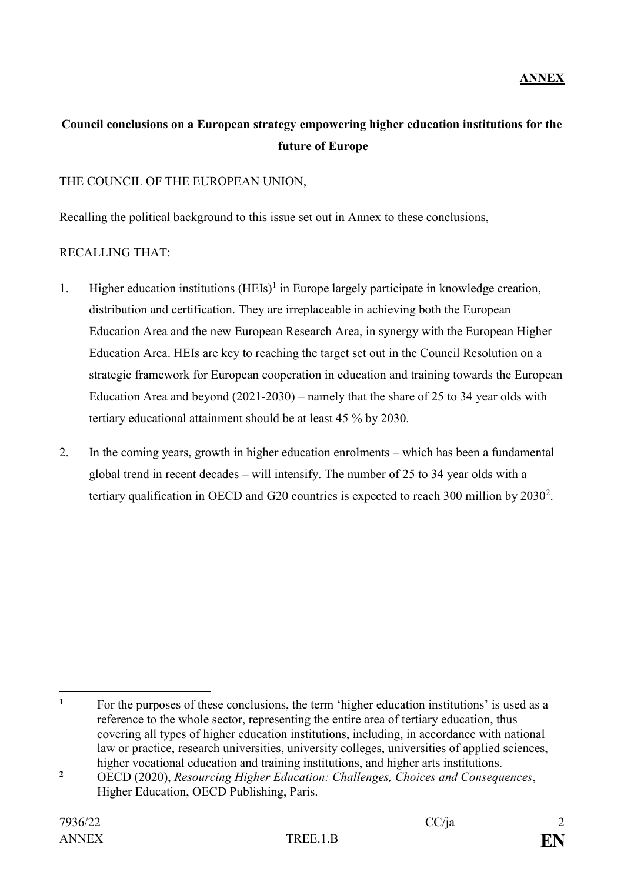**ANNEX**

**Council conclusions on a European strategy empowering higher education institutions for the future of Europe**

THE COUNCIL OF THE EUROPEAN UNION,

Recalling the political background to this issue set out in Annex to these conclusions,

RECALLING THAT:

1. Higher education institutions (HEIs)[1] in Europe largely participate in knowledge creation, distribution and certification. They are irreplaceable in achieving both the European Education Area and the new European Research Area, in synergy with the European Higher Education Area. HEIs are key to reaching the target set out in the Council Resolution on a strategic framework for European cooperation in education and training towards the European Education Area and beyond (2021-2030) – namely that the share of 25 to 34 year olds with tertiary educational attainment should be at least 45 % by 2030.

2. In the coming years, growth in higher education enrolments – which has been a fundamental global trend in recent decades – will intensify. The number of 25 to 34 year olds with a tertiary qualification in OECD and G20 countries is expected to reach 300 million by 2030[2].

---

[1] For the purposes of these conclusions, the term 'higher education institutions' is used as a reference to the whole sector, representing the entire area of tertiary education, thus covering all types of higher education institutions, including, in accordance with national law or practice, research universities, university colleges, universities of applied sciences, higher vocational education and training institutions, and higher arts institutions.

[2] OECD (2020), *Resourcing Higher Education: Challenges, Choices and Consequences*, Higher Education, OECD Publishing, Paris.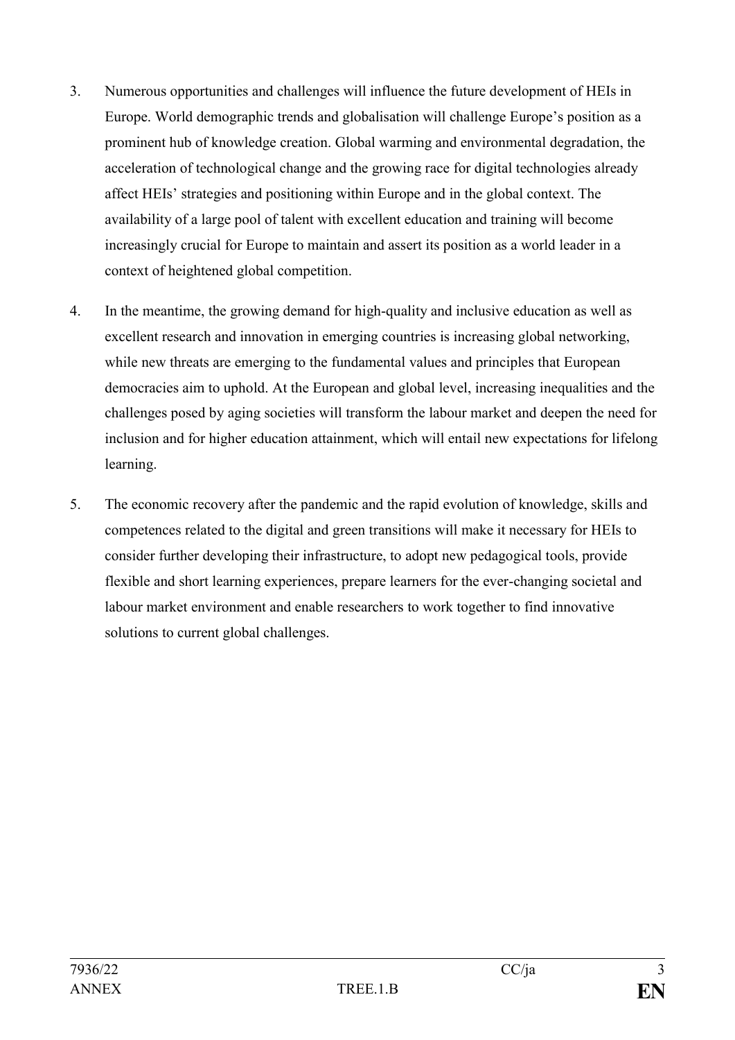3. Numerous opportunities and challenges will influence the future development of HEIs in Europe. World demographic trends and globalisation will challenge Europe's position as a prominent hub of knowledge creation. Global warming and environmental degradation, the acceleration of technological change and the growing race for digital technologies already affect HEIs' strategies and positioning within Europe and in the global context. The availability of a large pool of talent with excellent education and training will become increasingly crucial for Europe to maintain and assert its position as a world leader in a context of heightened global competition.

4. In the meantime, the growing demand for high-quality and inclusive education as well as excellent research and innovation in emerging countries is increasing global networking, while new threats are emerging to the fundamental values and principles that European democracies aim to uphold. At the European and global level, increasing inequalities and the challenges posed by aging societies will transform the labour market and deepen the need for inclusion and for higher education attainment, which will entail new expectations for lifelong learning.

5. The economic recovery after the pandemic and the rapid evolution of knowledge, skills and competences related to the digital and green transitions will make it necessary for HEIs to consider further developing their infrastructure, to adopt new pedagogical tools, provide flexible and short learning experiences, prepare learners for the ever-changing societal and labour market environment and enable researchers to work together to find innovative solutions to current global challenges.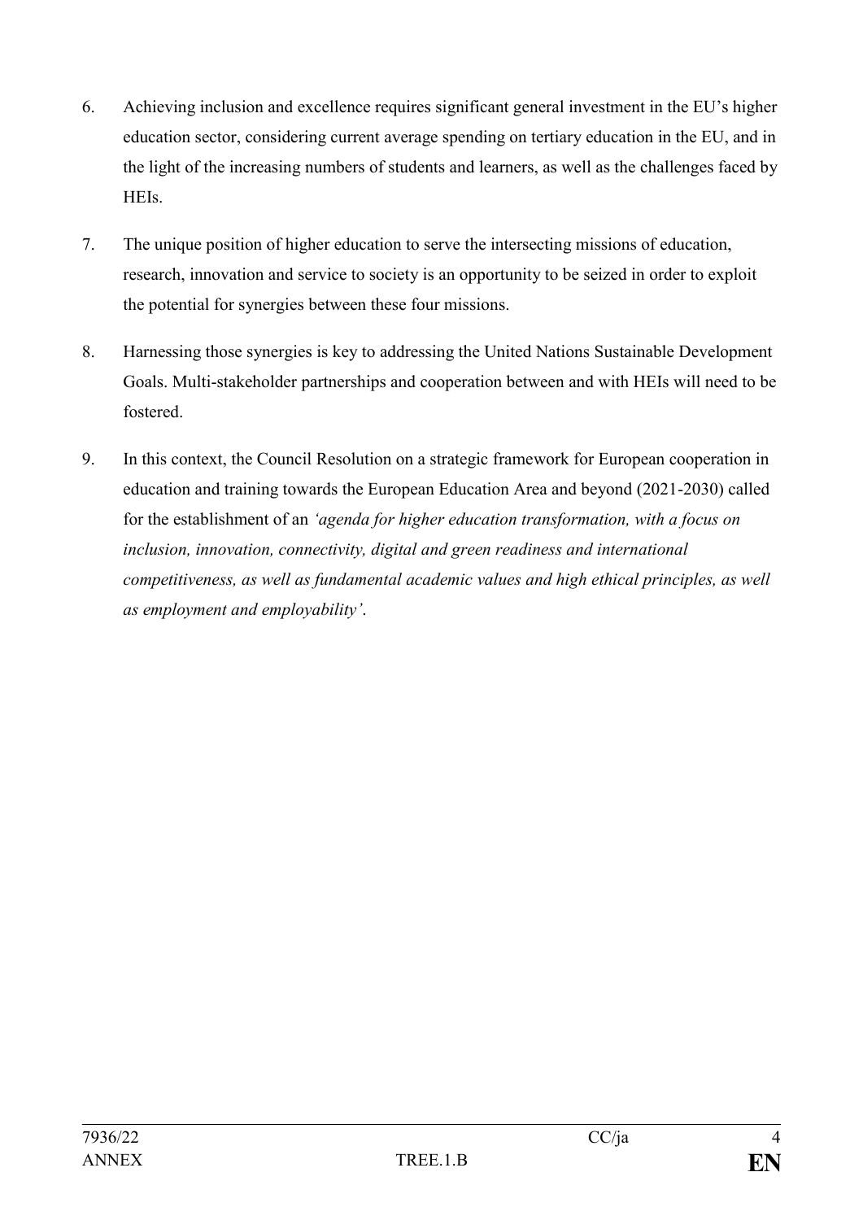6. Achieving inclusion and excellence requires significant general investment in the EU's higher education sector, considering current average spending on tertiary education in the EU, and in the light of the increasing numbers of students and learners, as well as the challenges faced by HEIs.

7. The unique position of higher education to serve the intersecting missions of education, research, innovation and service to society is an opportunity to be seized in order to exploit the potential for synergies between these four missions.

8. Harnessing those synergies is key to addressing the United Nations Sustainable Development Goals. Multi-stakeholder partnerships and cooperation between and with HEIs will need to be fostered.

9. In this context, the Council Resolution on a strategic framework for European cooperation in education and training towards the European Education Area and beyond (2021-2030) called for the establishment of an *'agenda for higher education transformation, with a focus on inclusion, innovation, connectivity, digital and green readiness and international competitiveness, as well as fundamental academic values and high ethical principles, as well as employment and employability'*.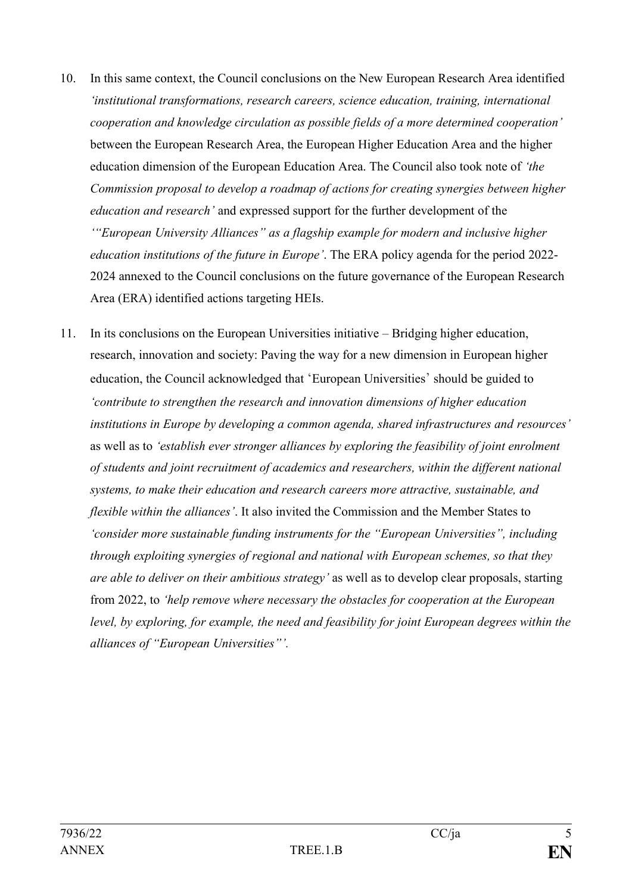10. In this same context, the Council conclusions on the New European Research Area identified *'institutional transformations, research careers, science education, training, international cooperation and knowledge circulation as possible fields of a more determined cooperation'* between the European Research Area, the European Higher Education Area and the higher education dimension of the European Education Area. The Council also took note of *'the Commission proposal to develop a roadmap of actions for creating synergies between higher education and research'* and expressed support for the further development of the *'"European University Alliances" as a flagship example for modern and inclusive higher education institutions of the future in Europe'*. The ERA policy agenda for the period 2022-2024 annexed to the Council conclusions on the future governance of the European Research Area (ERA) identified actions targeting HEIs.

11. In its conclusions on the European Universities initiative – Bridging higher education, research, innovation and society: Paving the way for a new dimension in European higher education, the Council acknowledged that 'European Universities' should be guided to *'contribute to strengthen the research and innovation dimensions of higher education institutions in Europe by developing a common agenda, shared infrastructures and resources'* as well as to *'establish ever stronger alliances by exploring the feasibility of joint enrolment of students and joint recruitment of academics and researchers, within the different national systems, to make their education and research careers more attractive, sustainable, and flexible within the alliances'*. It also invited the Commission and the Member States to *'consider more sustainable funding instruments for the "European Universities", including through exploiting synergies of regional and national with European schemes, so that they are able to deliver on their ambitious strategy'* as well as to develop clear proposals, starting from 2022, to *'help remove where necessary the obstacles for cooperation at the European level, by exploring, for example, the need and feasibility for joint European degrees within the alliances of "European Universities"'.*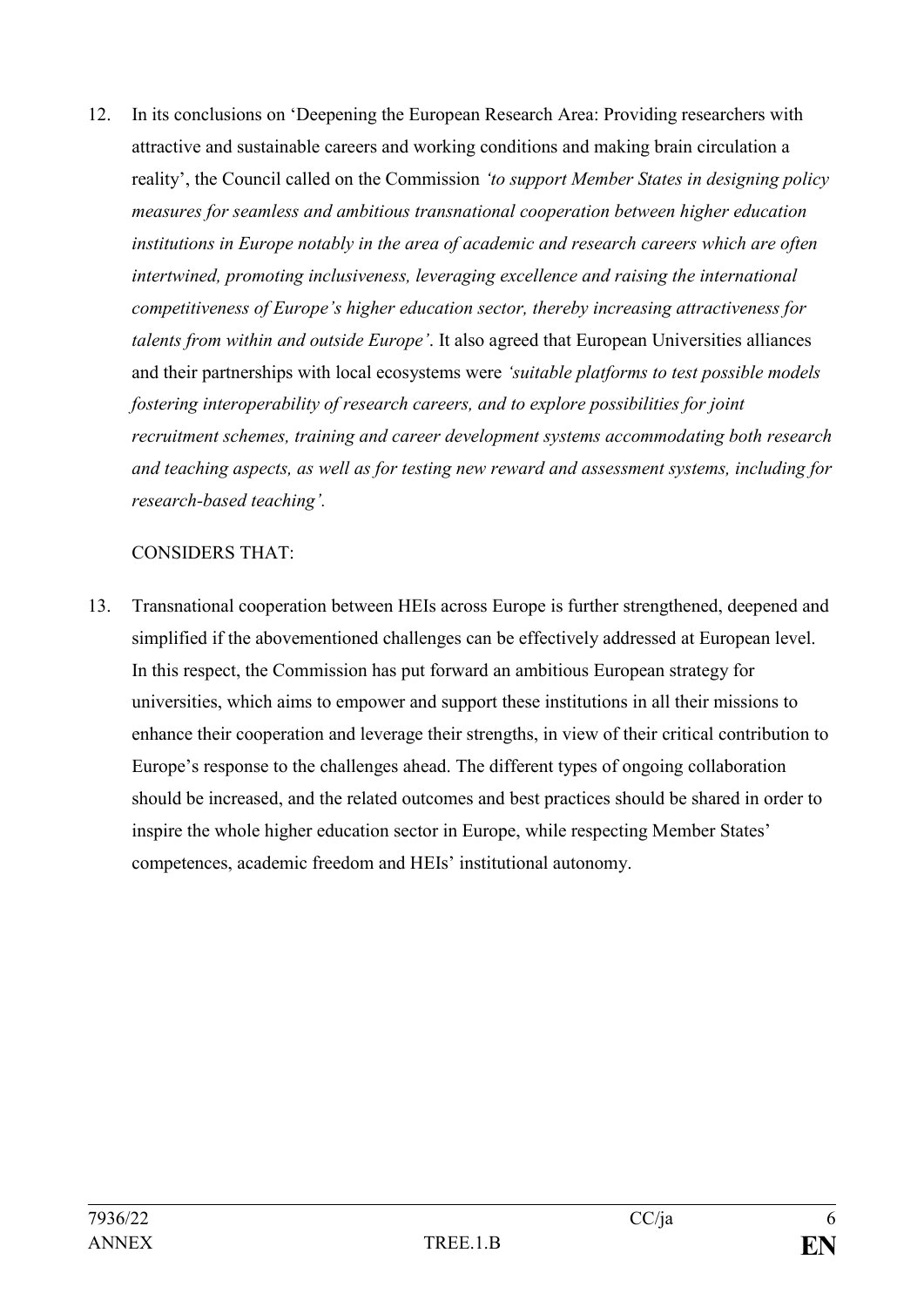12. In its conclusions on ‘Deepening the European Research Area: Providing researchers with attractive and sustainable careers and working conditions and making brain circulation a reality’, the Council called on the Commission *‘to support Member States in designing policy measures for seamless and ambitious transnational cooperation between higher education institutions in Europe notably in the area of academic and research careers which are often intertwined, promoting inclusiveness, leveraging excellence and raising the international competitiveness of Europe’s higher education sector, thereby increasing attractiveness for talents from within and outside Europe’*. It also agreed that European Universities alliances and their partnerships with local ecosystems were *‘suitable platforms to test possible models fostering interoperability of research careers, and to explore possibilities for joint recruitment schemes, training and career development systems accommodating both research and teaching aspects, as well as for testing new reward and assessment systems, including for research-based teaching’.*

CONSIDERS THAT:

13. Transnational cooperation between HEIs across Europe is further strengthened, deepened and simplified if the abovementioned challenges can be effectively addressed at European level. In this respect, the Commission has put forward an ambitious European strategy for universities, which aims to empower and support these institutions in all their missions to enhance their cooperation and leverage their strengths, in view of their critical contribution to Europe’s response to the challenges ahead. The different types of ongoing collaboration should be increased, and the related outcomes and best practices should be shared in order to inspire the whole higher education sector in Europe, while respecting Member States’ competences, academic freedom and HEIs’ institutional autonomy.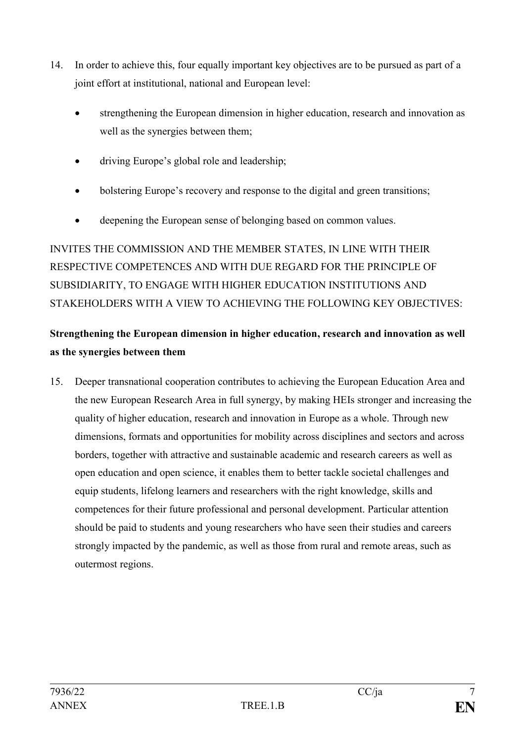14. In order to achieve this, four equally important key objectives are to be pursued as part of a joint effort at institutional, national and European level:

   - strengthening the European dimension in higher education, research and innovation as well as the synergies between them;
   - driving Europe's global role and leadership;
   - bolstering Europe's recovery and response to the digital and green transitions;
   - deepening the European sense of belonging based on common values.

INVITES THE COMMISSION AND THE MEMBER STATES, IN LINE WITH THEIR RESPECTIVE COMPETENCES AND WITH DUE REGARD FOR THE PRINCIPLE OF SUBSIDIARITY, TO ENGAGE WITH HIGHER EDUCATION INSTITUTIONS AND STAKEHOLDERS WITH A VIEW TO ACHIEVING THE FOLLOWING KEY OBJECTIVES:

**Strengthening the European dimension in higher education, research and innovation as well as the synergies between them**

15. Deeper transnational cooperation contributes to achieving the European Education Area and the new European Research Area in full synergy, by making HEIs stronger and increasing the quality of higher education, research and innovation in Europe as a whole. Through new dimensions, formats and opportunities for mobility across disciplines and sectors and across borders, together with attractive and sustainable academic and research careers as well as open education and open science, it enables them to better tackle societal challenges and equip students, lifelong learners and researchers with the right knowledge, skills and competences for their future professional and personal development. Particular attention should be paid to students and young researchers who have seen their studies and careers strongly impacted by the pandemic, as well as those from rural and remote areas, such as outermost regions.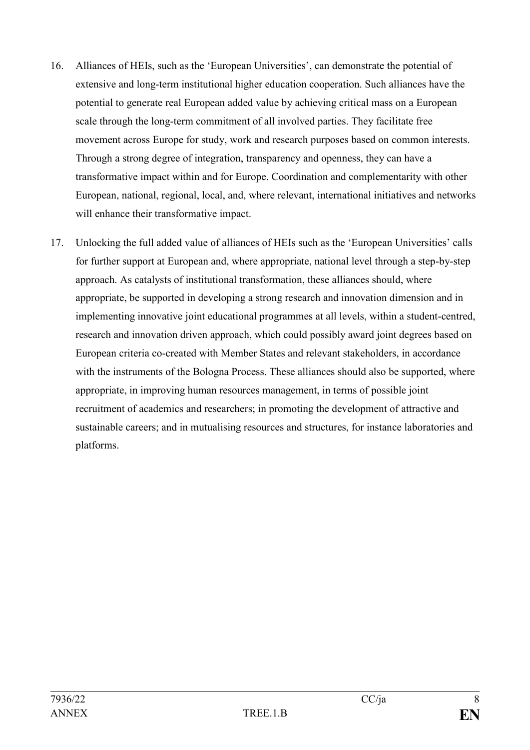16. Alliances of HEIs, such as the 'European Universities', can demonstrate the potential of extensive and long-term institutional higher education cooperation. Such alliances have the potential to generate real European added value by achieving critical mass on a European scale through the long-term commitment of all involved parties. They facilitate free movement across Europe for study, work and research purposes based on common interests. Through a strong degree of integration, transparency and openness, they can have a transformative impact within and for Europe. Coordination and complementarity with other European, national, regional, local, and, where relevant, international initiatives and networks will enhance their transformative impact.

17. Unlocking the full added value of alliances of HEIs such as the 'European Universities' calls for further support at European and, where appropriate, national level through a step-by-step approach. As catalysts of institutional transformation, these alliances should, where appropriate, be supported in developing a strong research and innovation dimension and in implementing innovative joint educational programmes at all levels, within a student-centred, research and innovation driven approach, which could possibly award joint degrees based on European criteria co-created with Member States and relevant stakeholders, in accordance with the instruments of the Bologna Process. These alliances should also be supported, where appropriate, in improving human resources management, in terms of possible joint recruitment of academics and researchers; in promoting the development of attractive and sustainable careers; and in mutualising resources and structures, for instance laboratories and platforms.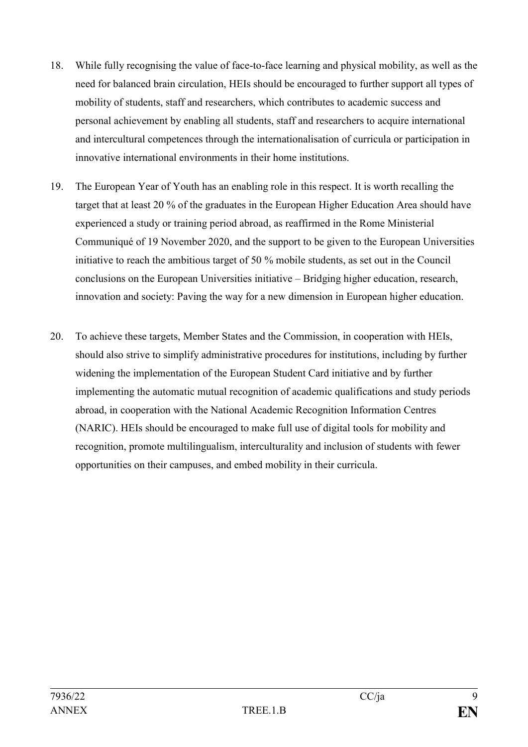18. While fully recognising the value of face-to-face learning and physical mobility, as well as the need for balanced brain circulation, HEIs should be encouraged to further support all types of mobility of students, staff and researchers, which contributes to academic success and personal achievement by enabling all students, staff and researchers to acquire international and intercultural competences through the internationalisation of curricula or participation in innovative international environments in their home institutions.

19. The European Year of Youth has an enabling role in this respect. It is worth recalling the target that at least 20 % of the graduates in the European Higher Education Area should have experienced a study or training period abroad, as reaffirmed in the Rome Ministerial Communiqué of 19 November 2020, and the support to be given to the European Universities initiative to reach the ambitious target of 50 % mobile students, as set out in the Council conclusions on the European Universities initiative – Bridging higher education, research, innovation and society: Paving the way for a new dimension in European higher education.

20. To achieve these targets, Member States and the Commission, in cooperation with HEIs, should also strive to simplify administrative procedures for institutions, including by further widening the implementation of the European Student Card initiative and by further implementing the automatic mutual recognition of academic qualifications and study periods abroad, in cooperation with the National Academic Recognition Information Centres (NARIC). HEIs should be encouraged to make full use of digital tools for mobility and recognition, promote multilingualism, interculturality and inclusion of students with fewer opportunities on their campuses, and embed mobility in their curricula.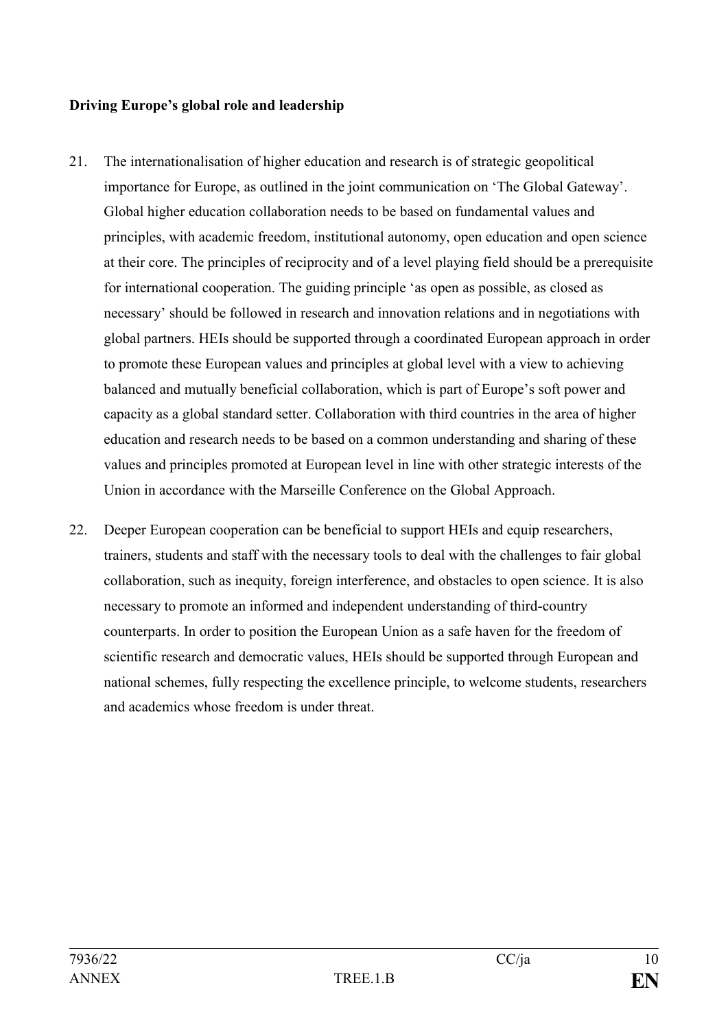**Driving Europe's global role and leadership**

21. The internationalisation of higher education and research is of strategic geopolitical importance for Europe, as outlined in the joint communication on 'The Global Gateway'. Global higher education collaboration needs to be based on fundamental values and principles, with academic freedom, institutional autonomy, open education and open science at their core. The principles of reciprocity and of a level playing field should be a prerequisite for international cooperation. The guiding principle 'as open as possible, as closed as necessary' should be followed in research and innovation relations and in negotiations with global partners. HEIs should be supported through a coordinated European approach in order to promote these European values and principles at global level with a view to achieving balanced and mutually beneficial collaboration, which is part of Europe's soft power and capacity as a global standard setter. Collaboration with third countries in the area of higher education and research needs to be based on a common understanding and sharing of these values and principles promoted at European level in line with other strategic interests of the Union in accordance with the Marseille Conference on the Global Approach.

22. Deeper European cooperation can be beneficial to support HEIs and equip researchers, trainers, students and staff with the necessary tools to deal with the challenges to fair global collaboration, such as inequity, foreign interference, and obstacles to open science. It is also necessary to promote an informed and independent understanding of third-country counterparts. In order to position the European Union as a safe haven for the freedom of scientific research and democratic values, HEIs should be supported through European and national schemes, fully respecting the excellence principle, to welcome students, researchers and academics whose freedom is under threat.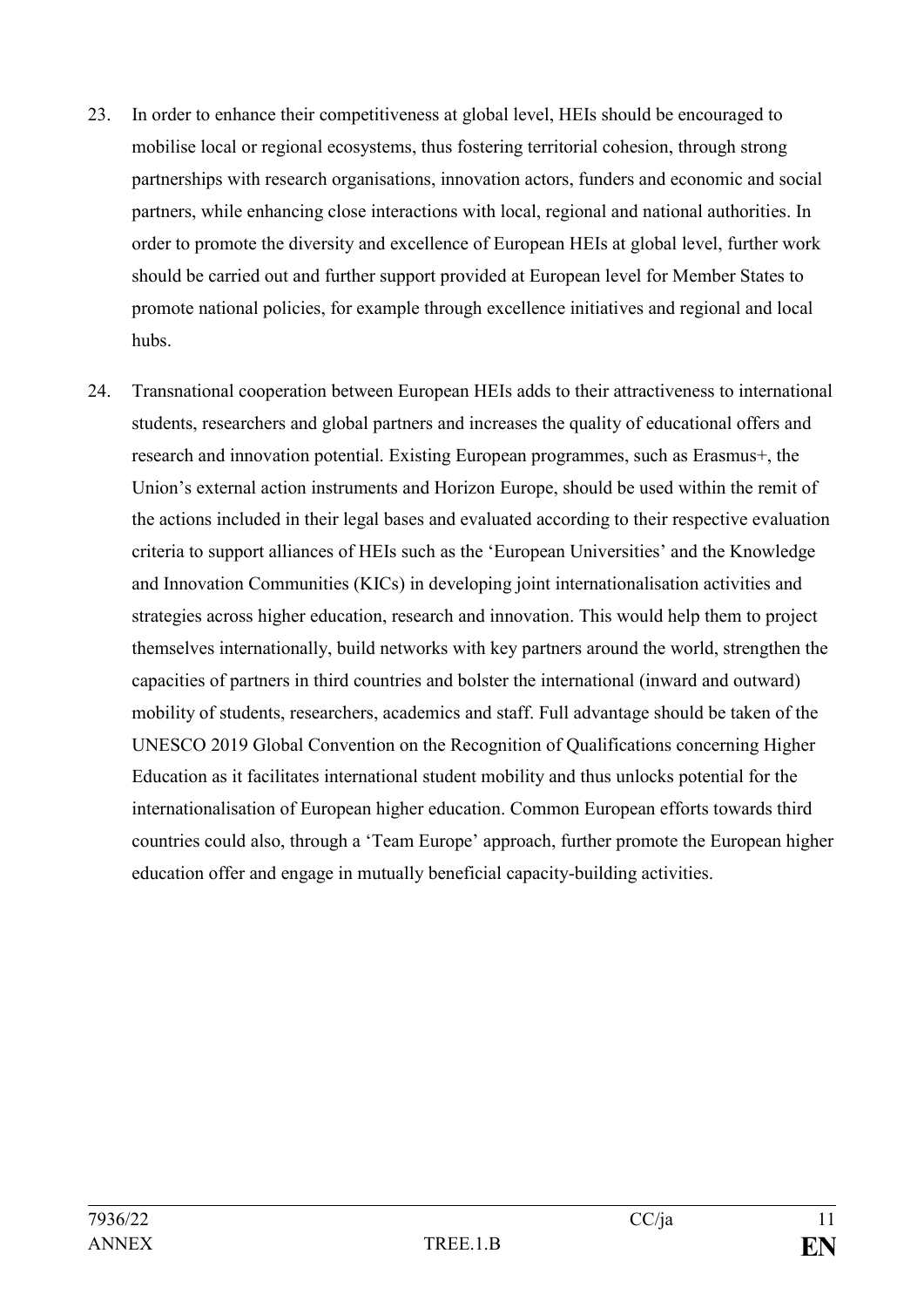23. In order to enhance their competitiveness at global level, HEIs should be encouraged to mobilise local or regional ecosystems, thus fostering territorial cohesion, through strong partnerships with research organisations, innovation actors, funders and economic and social partners, while enhancing close interactions with local, regional and national authorities. In order to promote the diversity and excellence of European HEIs at global level, further work should be carried out and further support provided at European level for Member States to promote national policies, for example through excellence initiatives and regional and local hubs.

24. Transnational cooperation between European HEIs adds to their attractiveness to international students, researchers and global partners and increases the quality of educational offers and research and innovation potential. Existing European programmes, such as Erasmus+, the Union's external action instruments and Horizon Europe, should be used within the remit of the actions included in their legal bases and evaluated according to their respective evaluation criteria to support alliances of HEIs such as the 'European Universities' and the Knowledge and Innovation Communities (KICs) in developing joint internationalisation activities and strategies across higher education, research and innovation. This would help them to project themselves internationally, build networks with key partners around the world, strengthen the capacities of partners in third countries and bolster the international (inward and outward) mobility of students, researchers, academics and staff. Full advantage should be taken of the UNESCO 2019 Global Convention on the Recognition of Qualifications concerning Higher Education as it facilitates international student mobility and thus unlocks potential for the internationalisation of European higher education. Common European efforts towards third countries could also, through a 'Team Europe' approach, further promote the European higher education offer and engage in mutually beneficial capacity-building activities.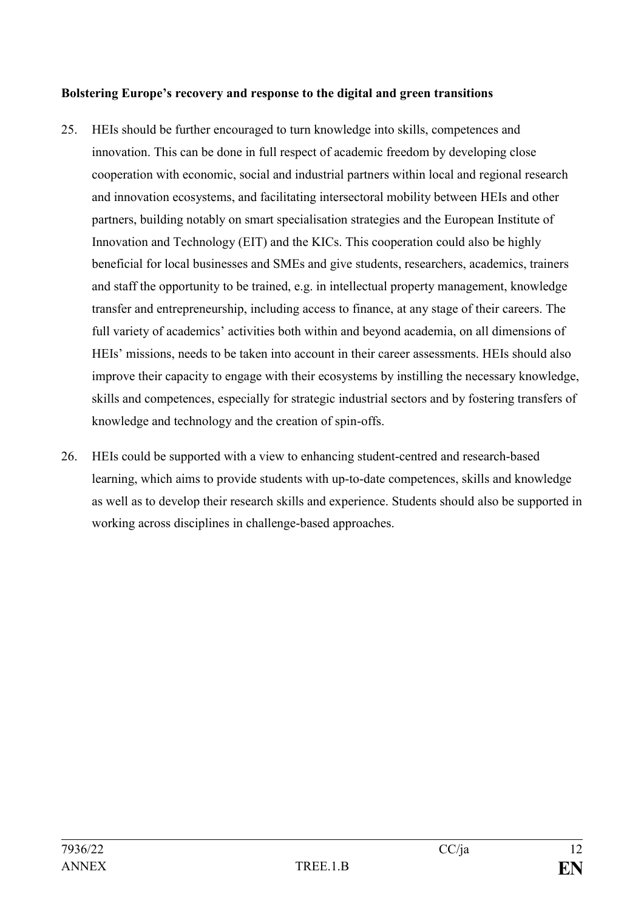**Bolstering Europe's recovery and response to the digital and green transitions**

25. HEIs should be further encouraged to turn knowledge into skills, competences and innovation. This can be done in full respect of academic freedom by developing close cooperation with economic, social and industrial partners within local and regional research and innovation ecosystems, and facilitating intersectoral mobility between HEIs and other partners, building notably on smart specialisation strategies and the European Institute of Innovation and Technology (EIT) and the KICs. This cooperation could also be highly beneficial for local businesses and SMEs and give students, researchers, academics, trainers and staff the opportunity to be trained, e.g. in intellectual property management, knowledge transfer and entrepreneurship, including access to finance, at any stage of their careers. The full variety of academics' activities both within and beyond academia, on all dimensions of HEIs' missions, needs to be taken into account in their career assessments. HEIs should also improve their capacity to engage with their ecosystems by instilling the necessary knowledge, skills and competences, especially for strategic industrial sectors and by fostering transfers of knowledge and technology and the creation of spin-offs.

26. HEIs could be supported with a view to enhancing student-centred and research-based learning, which aims to provide students with up-to-date competences, skills and knowledge as well as to develop their research skills and experience. Students should also be supported in working across disciplines in challenge-based approaches.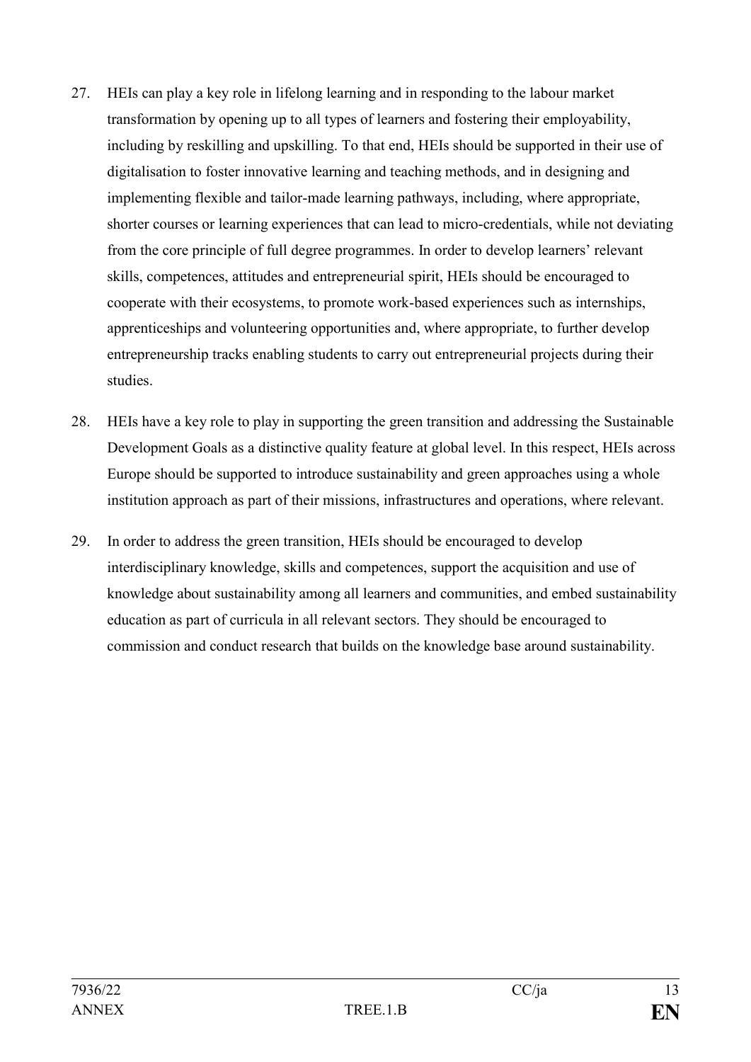27. HEIs can play a key role in lifelong learning and in responding to the labour market transformation by opening up to all types of learners and fostering their employability, including by reskilling and upskilling. To that end, HEIs should be supported in their use of digitalisation to foster innovative learning and teaching methods, and in designing and implementing flexible and tailor-made learning pathways, including, where appropriate, shorter courses or learning experiences that can lead to micro-credentials, while not deviating from the core principle of full degree programmes. In order to develop learners' relevant skills, competences, attitudes and entrepreneurial spirit, HEIs should be encouraged to cooperate with their ecosystems, to promote work-based experiences such as internships, apprenticeships and volunteering opportunities and, where appropriate, to further develop entrepreneurship tracks enabling students to carry out entrepreneurial projects during their studies.

28. HEIs have a key role to play in supporting the green transition and addressing the Sustainable Development Goals as a distinctive quality feature at global level. In this respect, HEIs across Europe should be supported to introduce sustainability and green approaches using a whole institution approach as part of their missions, infrastructures and operations, where relevant.

29. In order to address the green transition, HEIs should be encouraged to develop interdisciplinary knowledge, skills and competences, support the acquisition and use of knowledge about sustainability among all learners and communities, and embed sustainability education as part of curricula in all relevant sectors. They should be encouraged to commission and conduct research that builds on the knowledge base around sustainability.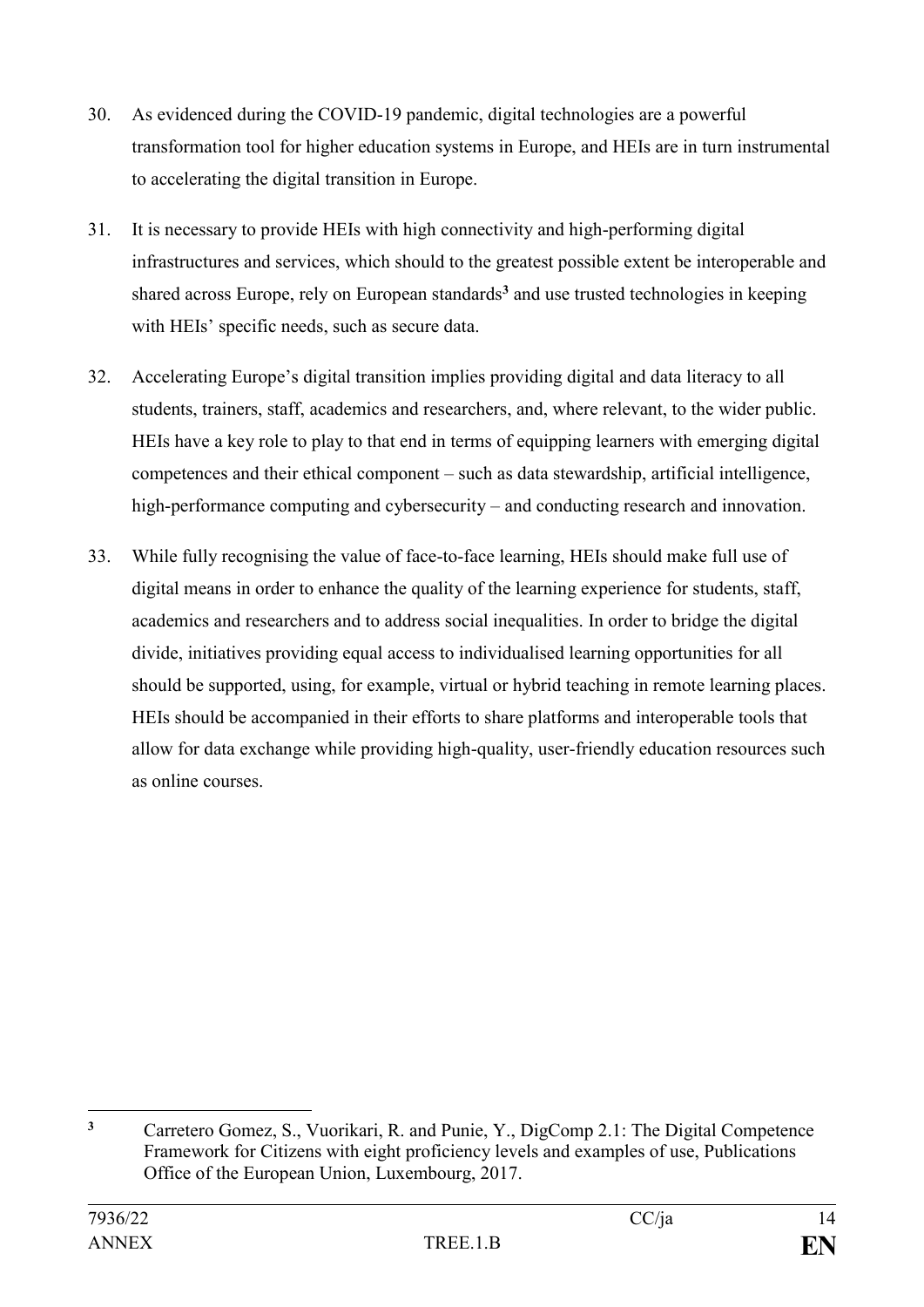30. As evidenced during the COVID-19 pandemic, digital technologies are a powerful transformation tool for higher education systems in Europe, and HEIs are in turn instrumental to accelerating the digital transition in Europe.

31. It is necessary to provide HEIs with high connectivity and high-performing digital infrastructures and services, which should to the greatest possible extent be interoperable and shared across Europe, rely on European standards[3] and use trusted technologies in keeping with HEIs' specific needs, such as secure data.

32. Accelerating Europe's digital transition implies providing digital and data literacy to all students, trainers, staff, academics and researchers, and, where relevant, to the wider public. HEIs have a key role to play to that end in terms of equipping learners with emerging digital competences and their ethical component – such as data stewardship, artificial intelligence, high-performance computing and cybersecurity – and conducting research and innovation.

33. While fully recognising the value of face-to-face learning, HEIs should make full use of digital means in order to enhance the quality of the learning experience for students, staff, academics and researchers and to address social inequalities. In order to bridge the digital divide, initiatives providing equal access to individualised learning opportunities for all should be supported, using, for example, virtual or hybrid teaching in remote learning places. HEIs should be accompanied in their efforts to share platforms and interoperable tools that allow for data exchange while providing high-quality, user-friendly education resources such as online courses.

---

[3] Carretero Gomez, S., Vuorikari, R. and Punie, Y., DigComp 2.1: The Digital Competence Framework for Citizens with eight proficiency levels and examples of use, Publications Office of the European Union, Luxembourg, 2017.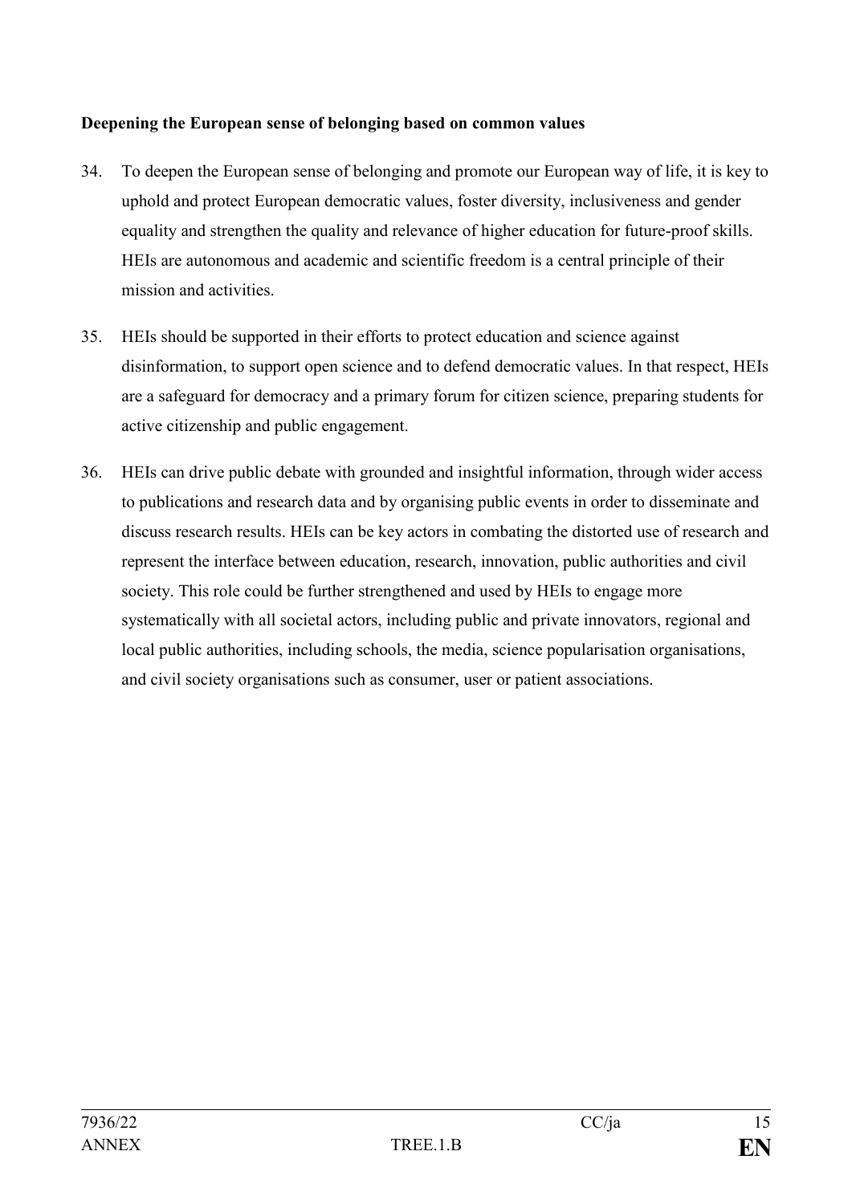**Deepening the European sense of belonging based on common values**

34. To deepen the European sense of belonging and promote our European way of life, it is key to uphold and protect European democratic values, foster diversity, inclusiveness and gender equality and strengthen the quality and relevance of higher education for future-proof skills. HEIs are autonomous and academic and scientific freedom is a central principle of their mission and activities.

35. HEIs should be supported in their efforts to protect education and science against disinformation, to support open science and to defend democratic values. In that respect, HEIs are a safeguard for democracy and a primary forum for citizen science, preparing students for active citizenship and public engagement.

36. HEIs can drive public debate with grounded and insightful information, through wider access to publications and research data and by organising public events in order to disseminate and discuss research results. HEIs can be key actors in combating the distorted use of research and represent the interface between education, research, innovation, public authorities and civil society. This role could be further strengthened and used by HEIs to engage more systematically with all societal actors, including public and private innovators, regional and local public authorities, including schools, the media, science popularisation organisations, and civil society organisations such as consumer, user or patient associations.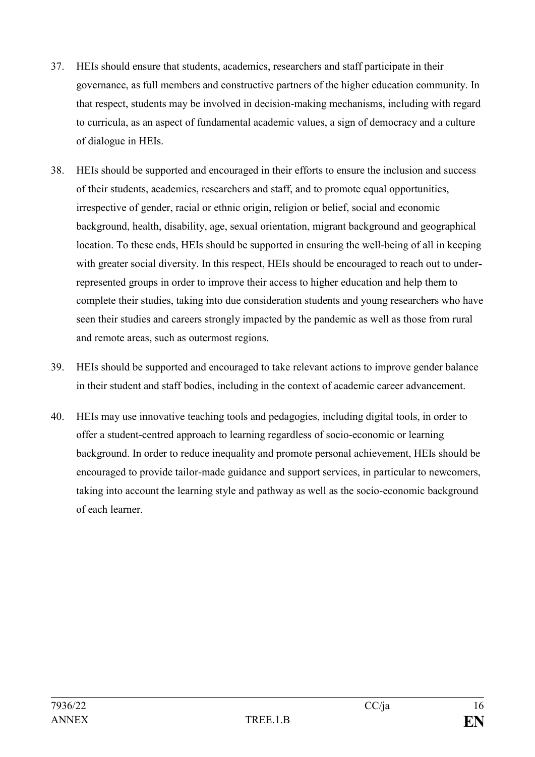37. HEIs should ensure that students, academics, researchers and staff participate in their governance, as full members and constructive partners of the higher education community. In that respect, students may be involved in decision-making mechanisms, including with regard to curricula, as an aspect of fundamental academic values, a sign of democracy and a culture of dialogue in HEIs.

38. HEIs should be supported and encouraged in their efforts to ensure the inclusion and success of their students, academics, researchers and staff, and to promote equal opportunities, irrespective of gender, racial or ethnic origin, religion or belief, social and economic background, health, disability, age, sexual orientation, migrant background and geographical location. To these ends, HEIs should be supported in ensuring the well-being of all in keeping with greater social diversity. In this respect, HEIs should be encouraged to reach out to under-represented groups in order to improve their access to higher education and help them to complete their studies, taking into due consideration students and young researchers who have seen their studies and careers strongly impacted by the pandemic as well as those from rural and remote areas, such as outermost regions.

39. HEIs should be supported and encouraged to take relevant actions to improve gender balance in their student and staff bodies, including in the context of academic career advancement.

40. HEIs may use innovative teaching tools and pedagogies, including digital tools, in order to offer a student-centred approach to learning regardless of socio-economic or learning background. In order to reduce inequality and promote personal achievement, HEIs should be encouraged to provide tailor-made guidance and support services, in particular to newcomers, taking into account the learning style and pathway as well as the socio-economic background of each learner.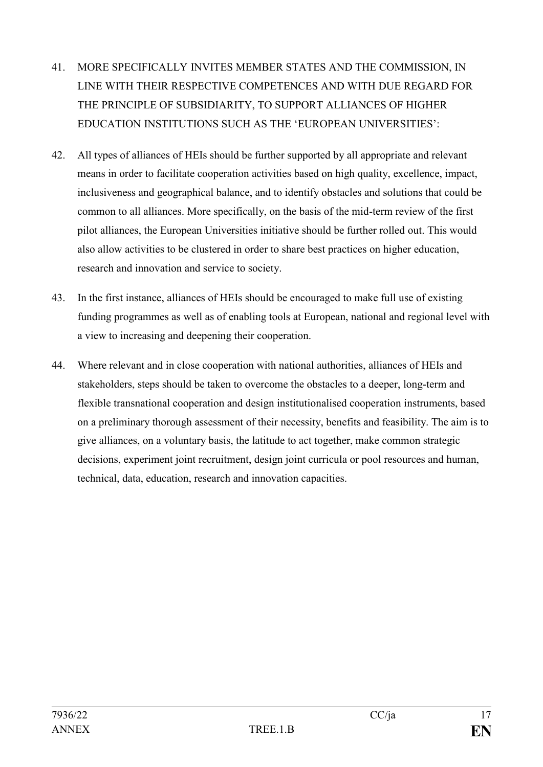41. MORE SPECIFICALLY INVITES MEMBER STATES AND THE COMMISSION, IN LINE WITH THEIR RESPECTIVE COMPETENCES AND WITH DUE REGARD FOR THE PRINCIPLE OF SUBSIDIARITY, TO SUPPORT ALLIANCES OF HIGHER EDUCATION INSTITUTIONS SUCH AS THE 'EUROPEAN UNIVERSITIES':

42. All types of alliances of HEIs should be further supported by all appropriate and relevant means in order to facilitate cooperation activities based on high quality, excellence, impact, inclusiveness and geographical balance, and to identify obstacles and solutions that could be common to all alliances. More specifically, on the basis of the mid-term review of the first pilot alliances, the European Universities initiative should be further rolled out. This would also allow activities to be clustered in order to share best practices on higher education, research and innovation and service to society.

43. In the first instance, alliances of HEIs should be encouraged to make full use of existing funding programmes as well as of enabling tools at European, national and regional level with a view to increasing and deepening their cooperation.

44. Where relevant and in close cooperation with national authorities, alliances of HEIs and stakeholders, steps should be taken to overcome the obstacles to a deeper, long-term and flexible transnational cooperation and design institutionalised cooperation instruments, based on a preliminary thorough assessment of their necessity, benefits and feasibility. The aim is to give alliances, on a voluntary basis, the latitude to act together, make common strategic decisions, experiment joint recruitment, design joint curricula or pool resources and human, technical, data, education, research and innovation capacities.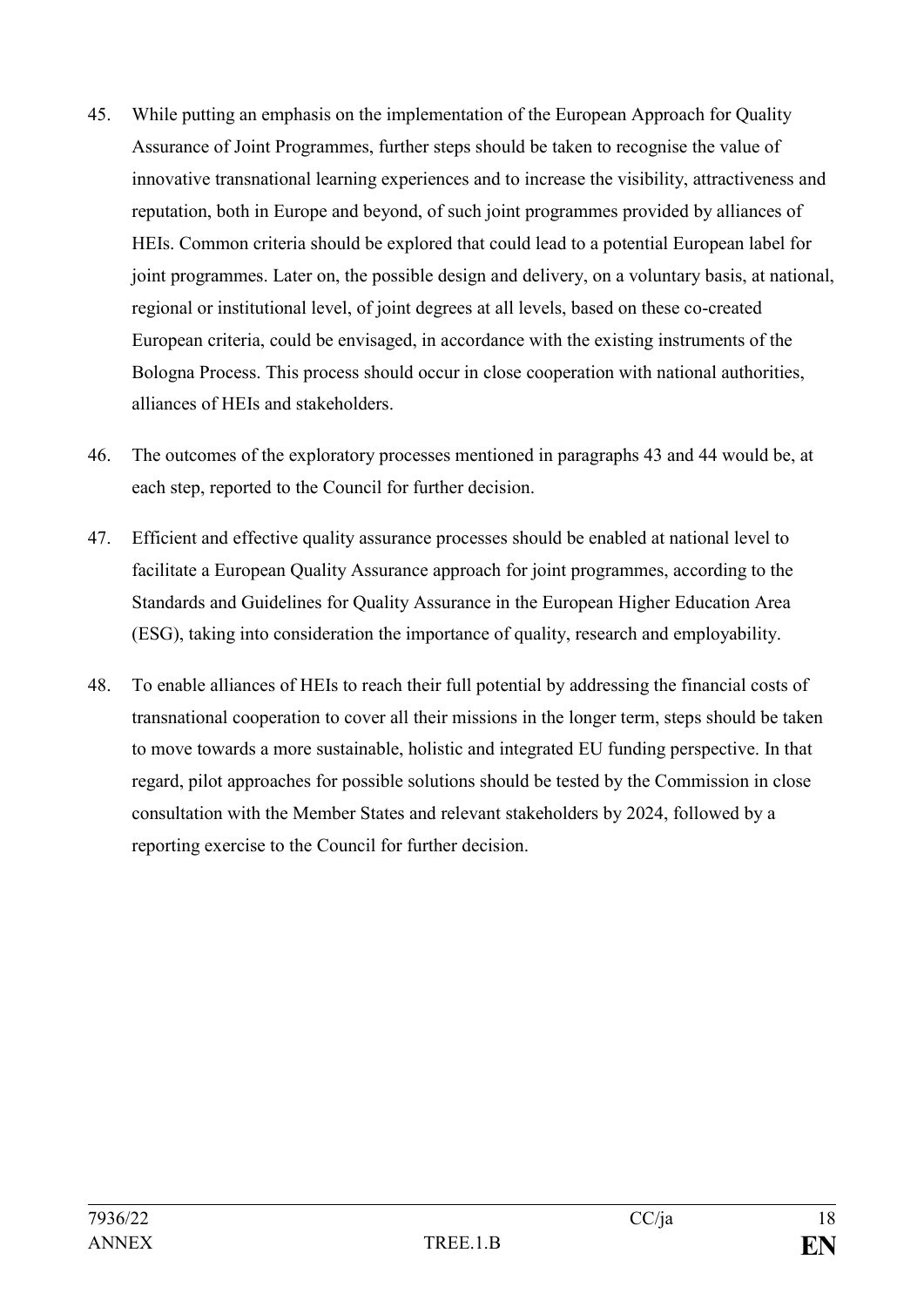45. While putting an emphasis on the implementation of the European Approach for Quality Assurance of Joint Programmes, further steps should be taken to recognise the value of innovative transnational learning experiences and to increase the visibility, attractiveness and reputation, both in Europe and beyond, of such joint programmes provided by alliances of HEIs. Common criteria should be explored that could lead to a potential European label for joint programmes. Later on, the possible design and delivery, on a voluntary basis, at national, regional or institutional level, of joint degrees at all levels, based on these co-created European criteria, could be envisaged, in accordance with the existing instruments of the Bologna Process. This process should occur in close cooperation with national authorities, alliances of HEIs and stakeholders.

46. The outcomes of the exploratory processes mentioned in paragraphs 43 and 44 would be, at each step, reported to the Council for further decision.

47. Efficient and effective quality assurance processes should be enabled at national level to facilitate a European Quality Assurance approach for joint programmes, according to the Standards and Guidelines for Quality Assurance in the European Higher Education Area (ESG), taking into consideration the importance of quality, research and employability.

48. To enable alliances of HEIs to reach their full potential by addressing the financial costs of transnational cooperation to cover all their missions in the longer term, steps should be taken to move towards a more sustainable, holistic and integrated EU funding perspective. In that regard, pilot approaches for possible solutions should be tested by the Commission in close consultation with the Member States and relevant stakeholders by 2024, followed by a reporting exercise to the Council for further decision.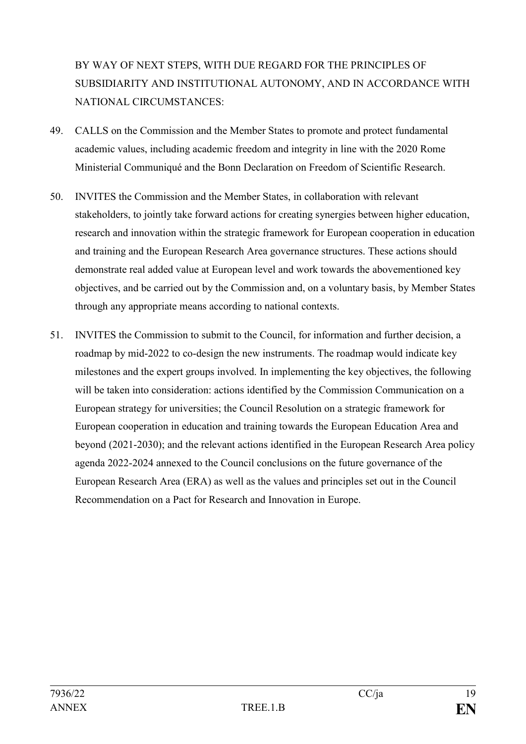BY WAY OF NEXT STEPS, WITH DUE REGARD FOR THE PRINCIPLES OF SUBSIDIARITY AND INSTITUTIONAL AUTONOMY, AND IN ACCORDANCE WITH NATIONAL CIRCUMSTANCES:

49. CALLS on the Commission and the Member States to promote and protect fundamental academic values, including academic freedom and integrity in line with the 2020 Rome Ministerial Communiqué and the Bonn Declaration on Freedom of Scientific Research.

50. INVITES the Commission and the Member States, in collaboration with relevant stakeholders, to jointly take forward actions for creating synergies between higher education, research and innovation within the strategic framework for European cooperation in education and training and the European Research Area governance structures. These actions should demonstrate real added value at European level and work towards the abovementioned key objectives, and be carried out by the Commission and, on a voluntary basis, by Member States through any appropriate means according to national contexts.

51. INVITES the Commission to submit to the Council, for information and further decision, a roadmap by mid-2022 to co-design the new instruments. The roadmap would indicate key milestones and the expert groups involved. In implementing the key objectives, the following will be taken into consideration: actions identified by the Commission Communication on a European strategy for universities; the Council Resolution on a strategic framework for European cooperation in education and training towards the European Education Area and beyond (2021-2030); and the relevant actions identified in the European Research Area policy agenda 2022-2024 annexed to the Council conclusions on the future governance of the European Research Area (ERA) as well as the values and principles set out in the Council Recommendation on a Pact for Research and Innovation in Europe.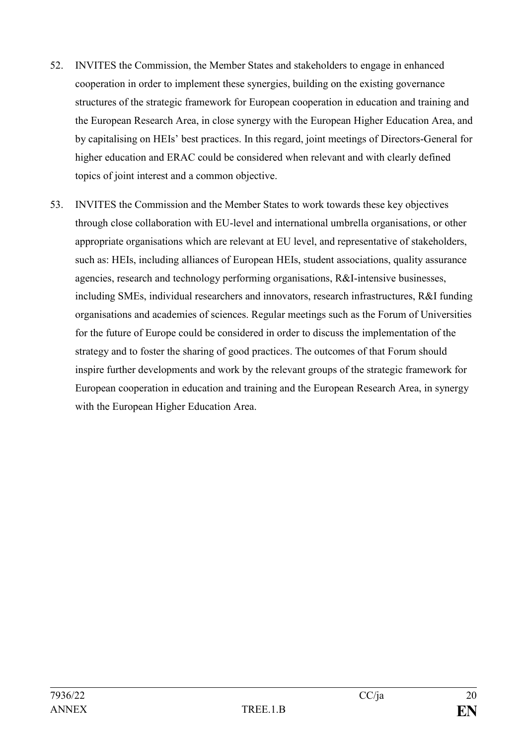52. INVITES the Commission, the Member States and stakeholders to engage in enhanced cooperation in order to implement these synergies, building on the existing governance structures of the strategic framework for European cooperation in education and training and the European Research Area, in close synergy with the European Higher Education Area, and by capitalising on HEIs' best practices. In this regard, joint meetings of Directors-General for higher education and ERAC could be considered when relevant and with clearly defined topics of joint interest and a common objective.

53. INVITES the Commission and the Member States to work towards these key objectives through close collaboration with EU-level and international umbrella organisations, or other appropriate organisations which are relevant at EU level, and representative of stakeholders, such as: HEIs, including alliances of European HEIs, student associations, quality assurance agencies, research and technology performing organisations, R&I-intensive businesses, including SMEs, individual researchers and innovators, research infrastructures, R&I funding organisations and academies of sciences. Regular meetings such as the Forum of Universities for the future of Europe could be considered in order to discuss the implementation of the strategy and to foster the sharing of good practices. The outcomes of that Forum should inspire further developments and work by the relevant groups of the strategic framework for European cooperation in education and training and the European Research Area, in synergy with the European Higher Education Area.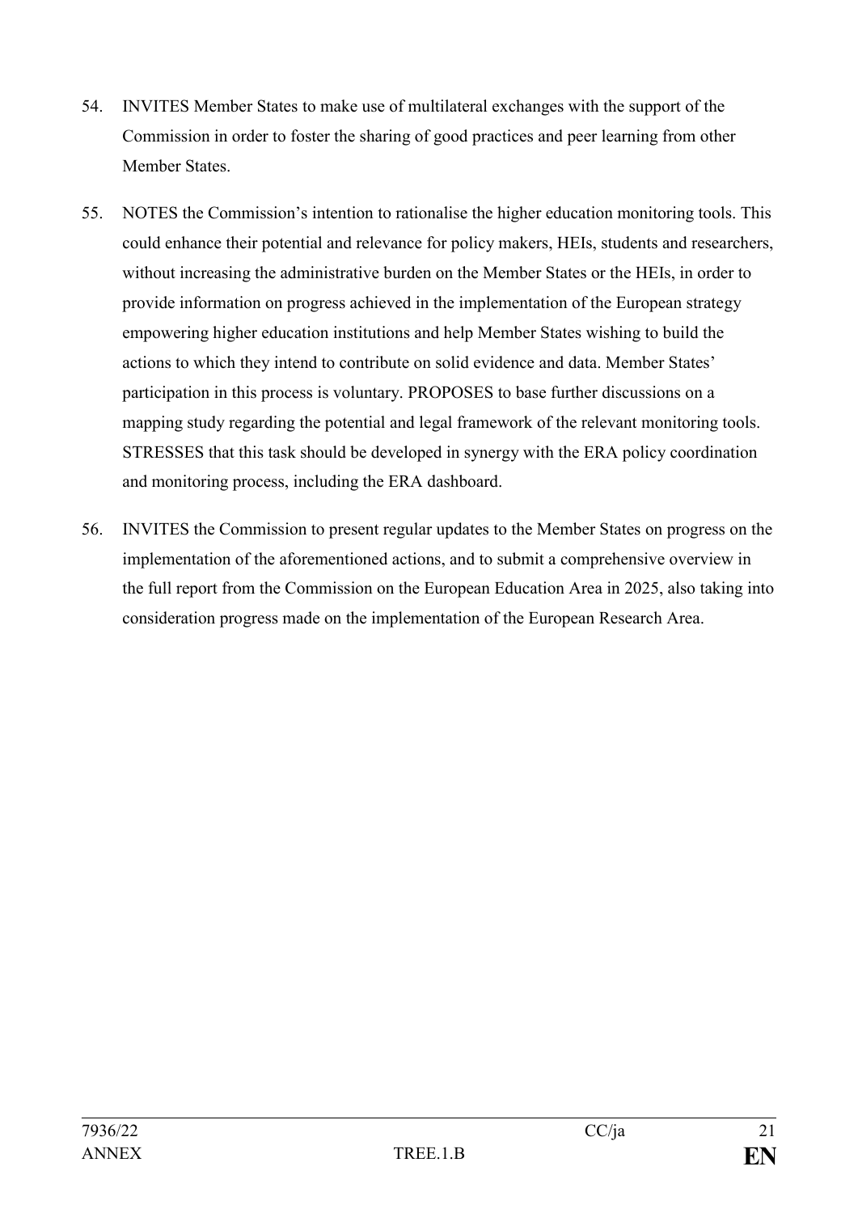54. INVITES Member States to make use of multilateral exchanges with the support of the Commission in order to foster the sharing of good practices and peer learning from other Member States.

55. NOTES the Commission's intention to rationalise the higher education monitoring tools. This could enhance their potential and relevance for policy makers, HEIs, students and researchers, without increasing the administrative burden on the Member States or the HEIs, in order to provide information on progress achieved in the implementation of the European strategy empowering higher education institutions and help Member States wishing to build the actions to which they intend to contribute on solid evidence and data. Member States' participation in this process is voluntary. PROPOSES to base further discussions on a mapping study regarding the potential and legal framework of the relevant monitoring tools. STRESSES that this task should be developed in synergy with the ERA policy coordination and monitoring process, including the ERA dashboard.

56. INVITES the Commission to present regular updates to the Member States on progress on the implementation of the aforementioned actions, and to submit a comprehensive overview in the full report from the Commission on the European Education Area in 2025, also taking into consideration progress made on the implementation of the European Research Area.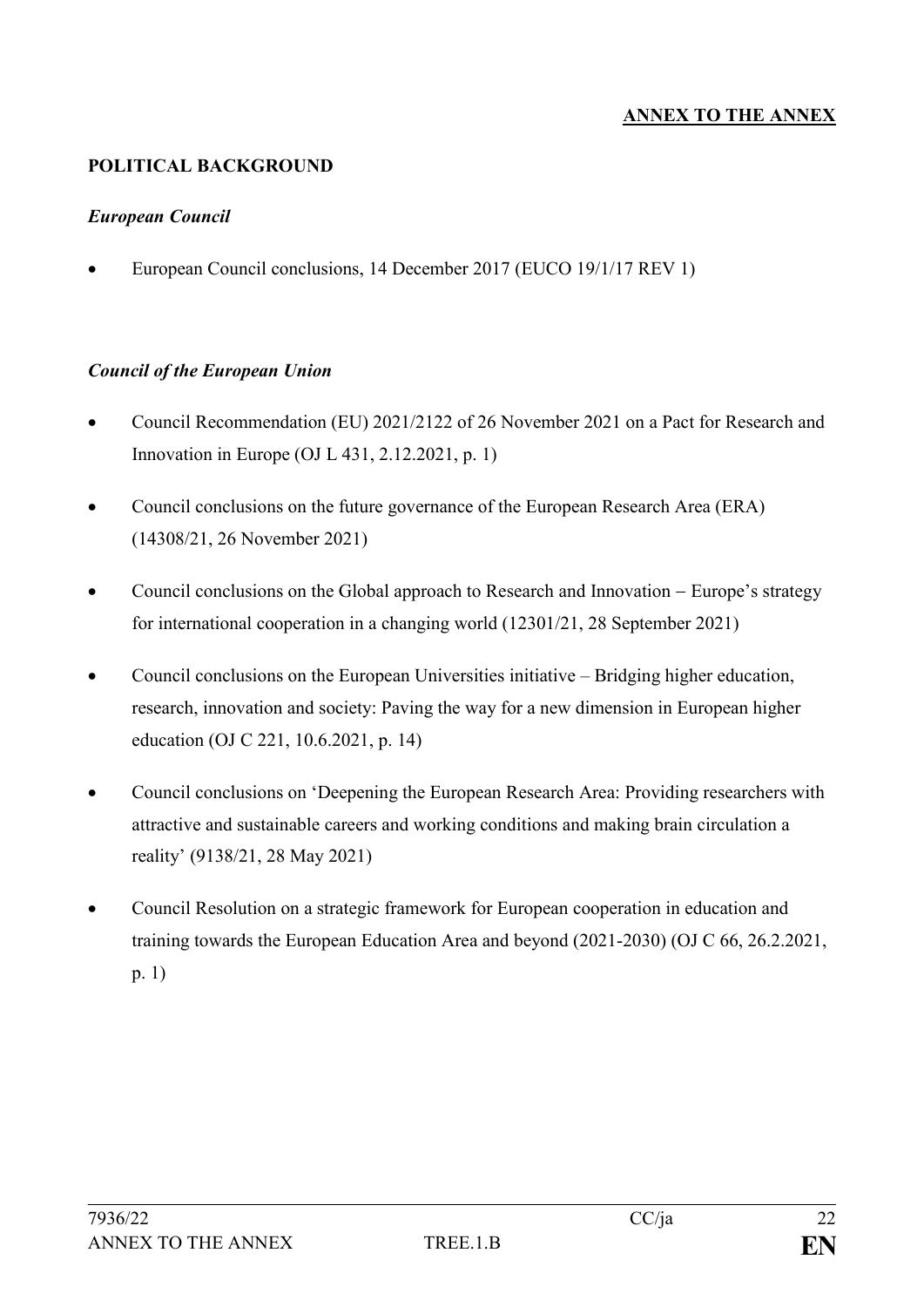**ANNEX TO THE ANNEX**

## POLITICAL BACKGROUND

### *European Council*

- European Council conclusions, 14 December 2017 (EUCO 19/1/17 REV 1)

### *Council of the European Union*

- Council Recommendation (EU) 2021/2122 of 26 November 2021 on a Pact for Research and Innovation in Europe (OJ L 431, 2.12.2021, p. 1)
- Council conclusions on the future governance of the European Research Area (ERA) (14308/21, 26 November 2021)
- Council conclusions on the Global approach to Research and Innovation − Europe's strategy for international cooperation in a changing world (12301/21, 28 September 2021)
- Council conclusions on the European Universities initiative – Bridging higher education, research, innovation and society: Paving the way for a new dimension in European higher education (OJ C 221, 10.6.2021, p. 14)
- Council conclusions on 'Deepening the European Research Area: Providing researchers with attractive and sustainable careers and working conditions and making brain circulation a reality' (9138/21, 28 May 2021)
- Council Resolution on a strategic framework for European cooperation in education and training towards the European Education Area and beyond (2021-2030) (OJ C 66, 26.2.2021, p. 1)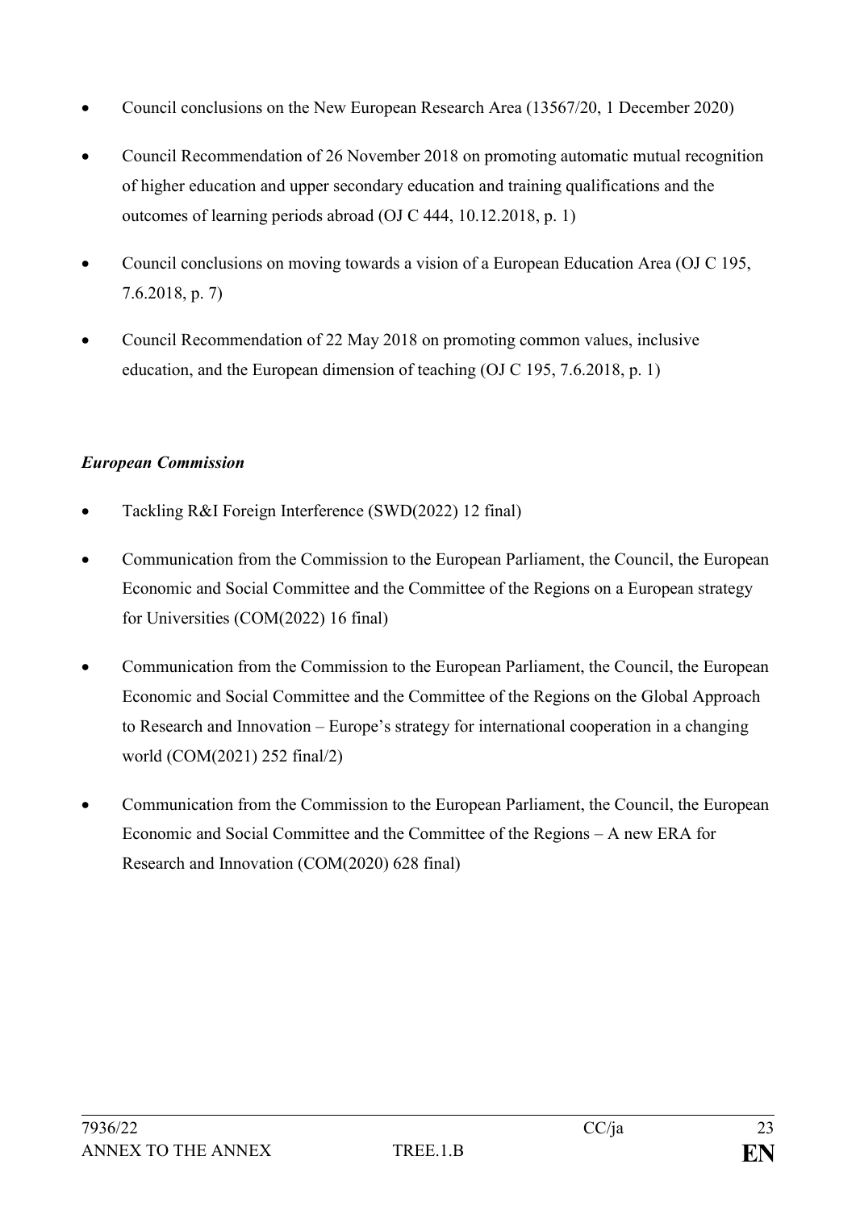- Council conclusions on the New European Research Area (13567/20, 1 December 2020)
- Council Recommendation of 26 November 2018 on promoting automatic mutual recognition of higher education and upper secondary education and training qualifications and the outcomes of learning periods abroad (OJ C 444, 10.12.2018, p. 1)
- Council conclusions on moving towards a vision of a European Education Area (OJ C 195, 7.6.2018, p. 7)
- Council Recommendation of 22 May 2018 on promoting common values, inclusive education, and the European dimension of teaching (OJ C 195, 7.6.2018, p. 1)

***European Commission***

- Tackling R&I Foreign Interference (SWD(2022) 12 final)
- Communication from the Commission to the European Parliament, the Council, the European Economic and Social Committee and the Committee of the Regions on a European strategy for Universities (COM(2022) 16 final)
- Communication from the Commission to the European Parliament, the Council, the European Economic and Social Committee and the Committee of the Regions on the Global Approach to Research and Innovation – Europe's strategy for international cooperation in a changing world (COM(2021) 252 final/2)
- Communication from the Commission to the European Parliament, the Council, the European Economic and Social Committee and the Committee of the Regions – A new ERA for Research and Innovation (COM(2020) 628 final)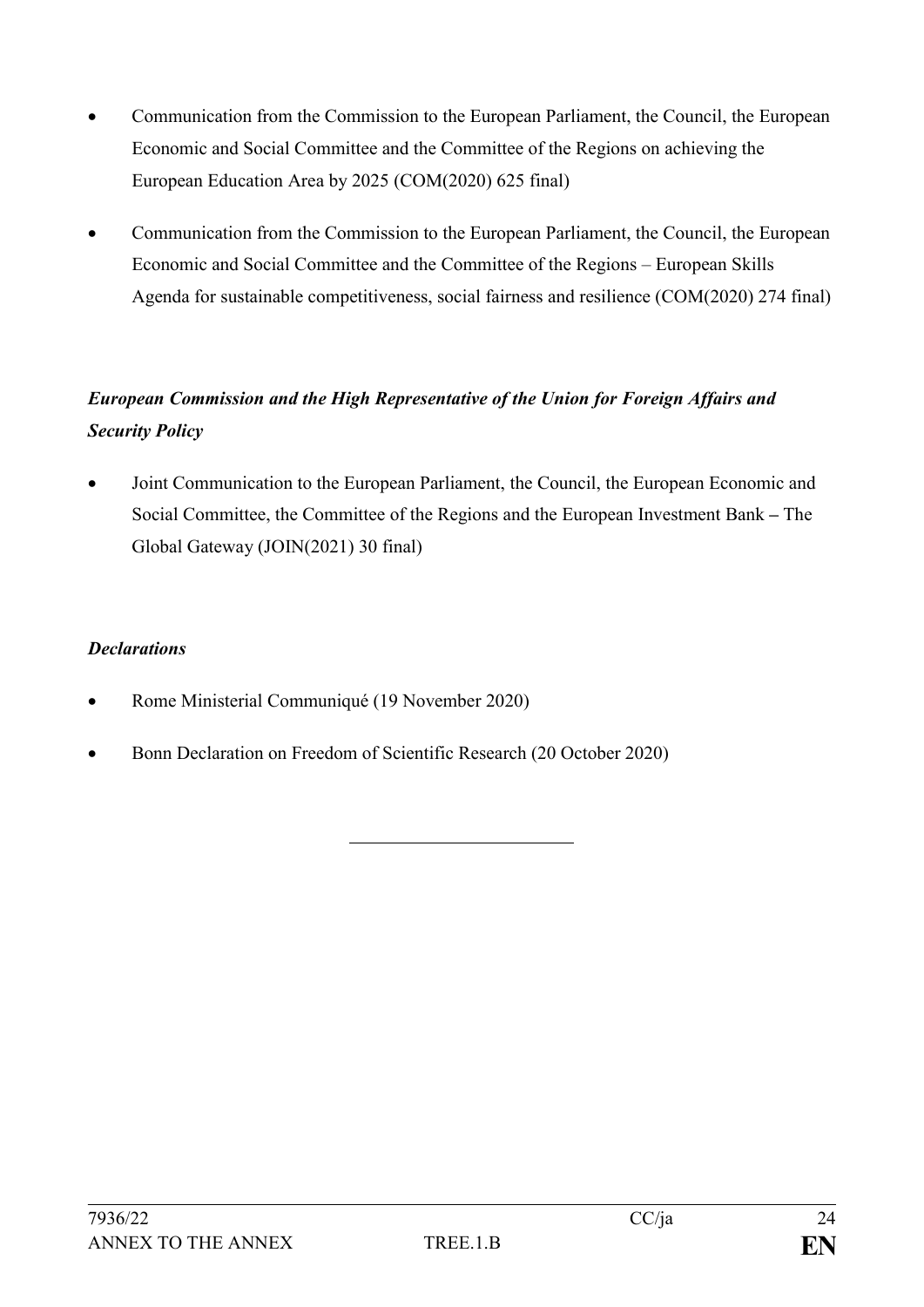- Communication from the Commission to the European Parliament, the Council, the European Economic and Social Committee and the Committee of the Regions on achieving the European Education Area by 2025 (COM(2020) 625 final)
- Communication from the Commission to the European Parliament, the Council, the European Economic and Social Committee and the Committee of the Regions – European Skills Agenda for sustainable competitiveness, social fairness and resilience (COM(2020) 274 final)

***European Commission and the High Representative of the Union for Foreign Affairs and Security Policy***

- Joint Communication to the European Parliament, the Council, the European Economic and Social Committee, the Committee of the Regions and the European Investment Bank – The Global Gateway (JOIN(2021) 30 final)

***Declarations***

- Rome Ministerial Communiqué (19 November 2020)
- Bonn Declaration on Freedom of Scientific Research (20 October 2020)